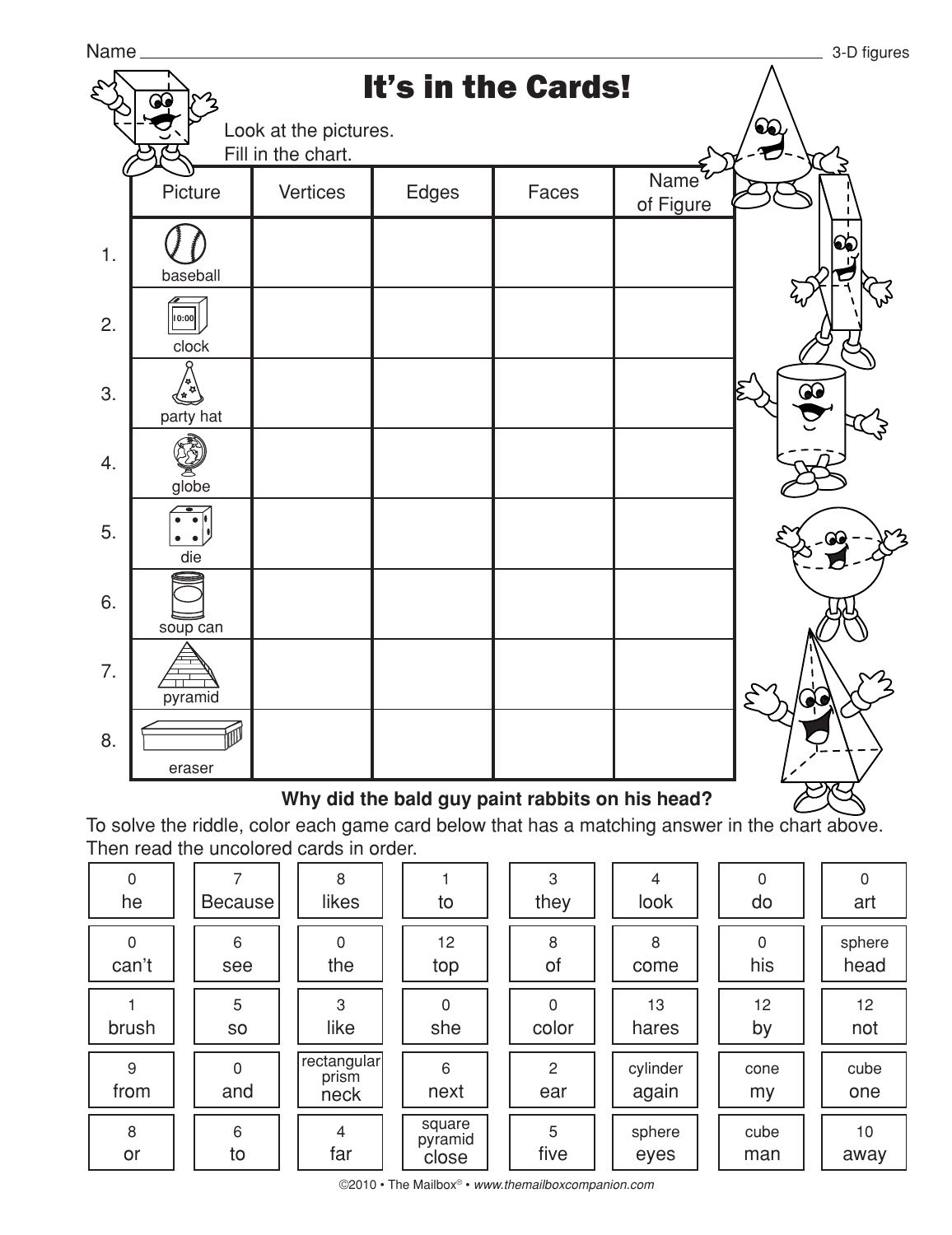Name ______________________________ 3-D figures

# It's in the Cards!

Look at the pictures.
Fill in the chart.

| | Picture | Vertices | Edges | Faces | Name of Figure |
|---|---|---|---|---|---|
| 1. | baseball | | | | |
| 2. | clock | | | | |
| 3. | party hat | | | | |
| 4. | globe | | | | |
| 5. | die | | | | |
| 6. | soup can | | | | |
| 7. | pyramid | | | | |
| 8. | eraser | | | | |

**Why did the bald guy paint rabbits on his head?**

To solve the riddle, color each game card below that has a matching answer in the chart above. Then read the uncolored cards in order.

| | | | | | | | |
|---|---|---|---|---|---|---|---|
| 0 he | 7 Because | 8 likes | 1 to | 3 they | 4 look | 0 do | 0 art |
| 0 can't | 6 see | 0 the | 12 top | 8 of | 8 come | 0 his | sphere head |
| 1 brush | 5 so | 3 like | 0 she | 0 color | 13 hares | 12 by | 12 not |
| 9 from | 0 and | rectangular prism neck | 6 next | 2 ear | cylinder again | cone my | cube one |
| 8 or | 6 to | 4 far | square pyramid close | 5 five | sphere eyes | cube man | 10 away |

©2010 • The Mailbox® • www.themailboxcompanion.com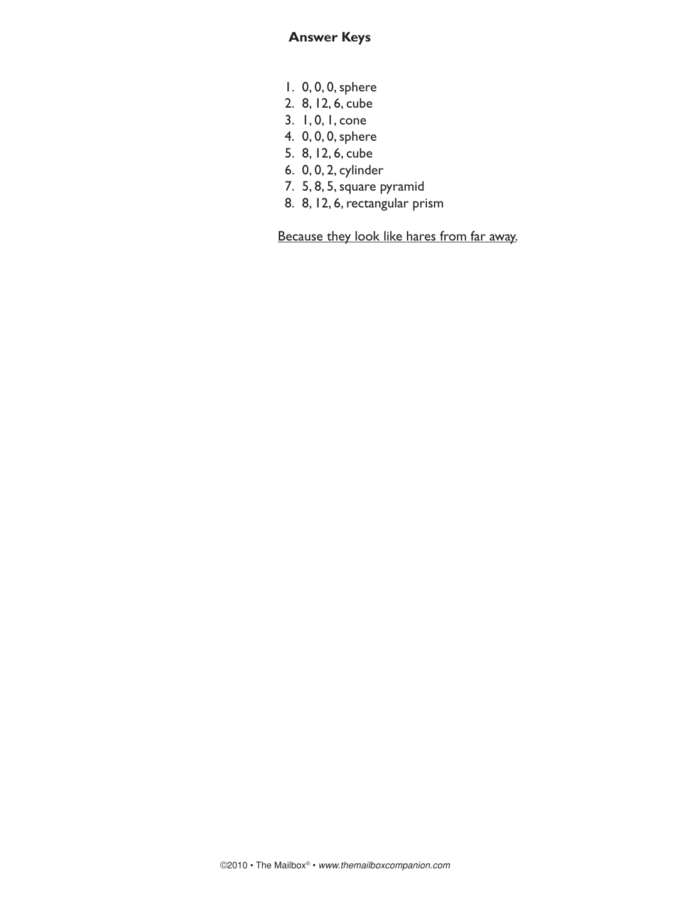**Answer Keys**

1. 0, 0, 0, sphere
2. 8, 12, 6, cube
3. 1, 0, 1, cone
4. 0, 0, 0, sphere
5. 8, 12, 6, cube
6. 0, 0, 2, cylinder
7. 5, 8, 5, square pyramid
8. 8, 12, 6, rectangular prism

<u>Because they look like hares from far away</u>.

©2010 • The Mailbox® • *www.themailboxcompanion.com*